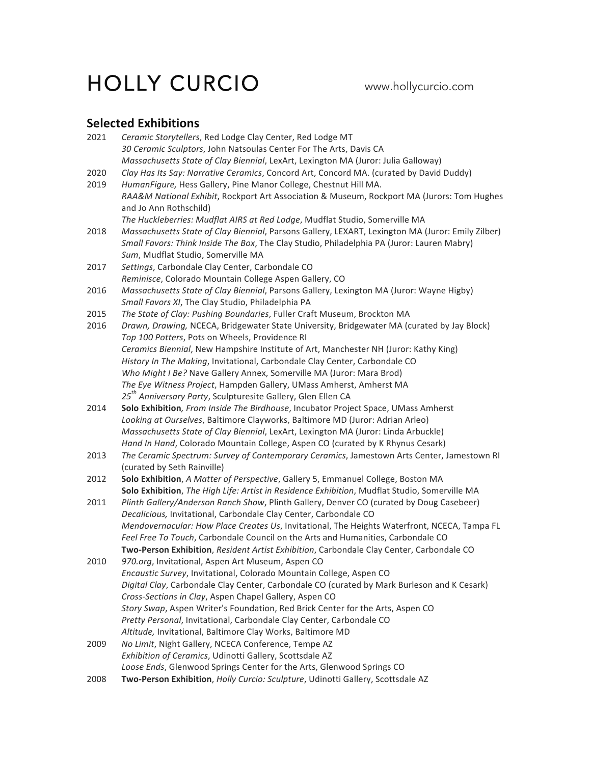# HOLLY CURCIO

www.hollycurcio.com

## Selected Exhibitions

2021 *Ceramic Storytellers*, Red Lodge Clay Center, Red Lodge MT
*30 Ceramic Sculptors*, John Natsoulas Center For The Arts, Davis CA
*Massachusetts State of Clay Biennial*, LexArt, Lexington MA (Juror: Julia Galloway)

2020 *Clay Has Its Say: Narrative Ceramics*, Concord Art, Concord MA. (curated by David Duddy)

2019 *HumanFigure,* Hess Gallery, Pine Manor College, Chestnut Hill MA.
*RAA&M National Exhibit*, Rockport Art Association & Museum, Rockport MA (Jurors: Tom Hughes and Jo Ann Rothschild)
*The Huckleberries: Mudflat AIRS at Red Lodge*, Mudflat Studio, Somerville MA

2018 *Massachusetts State of Clay Biennial*, Parsons Gallery, LEXART, Lexington MA (Juror: Emily Zilber)
*Small Favors: Think Inside The Box*, The Clay Studio, Philadelphia PA (Juror: Lauren Mabry)
*Sum*, Mudflat Studio, Somerville MA

2017 *Settings*, Carbondale Clay Center, Carbondale CO
*Reminisce*, Colorado Mountain College Aspen Gallery, CO

2016 *Massachusetts State of Clay Biennial*, Parsons Gallery, Lexington MA (Juror: Wayne Higby)
*Small Favors XI*, The Clay Studio, Philadelphia PA

2015 *The State of Clay: Pushing Boundaries*, Fuller Craft Museum, Brockton MA

2016 *Drawn, Drawing,* NCECA, Bridgewater State University, Bridgewater MA (curated by Jay Block)
*Top 100 Potters*, Pots on Wheels, Providence RI
*Ceramics Biennial*, New Hampshire Institute of Art, Manchester NH (Juror: Kathy King)
*History In The Making*, Invitational, Carbondale Clay Center, Carbondale CO
*Who Might I Be?* Nave Gallery Annex, Somerville MA (Juror: Mara Brod)
*The Eye Witness Project*, Hampden Gallery, UMass Amherst, Amherst MA
*25th Anniversary Party*, Sculpturesite Gallery, Glen Ellen CA

2014 **Solo Exhibition***, From Inside The Birdhouse*, Incubator Project Space, UMass Amherst
*Looking at Ourselves*, Baltimore Clayworks, Baltimore MD (Juror: Adrian Arleo)
*Massachusetts State of Clay Biennial*, LexArt, Lexington MA (Juror: Linda Arbuckle)
*Hand In Hand*, Colorado Mountain College, Aspen CO (curated by K Rhynus Cesark)

2013 *The Ceramic Spectrum: Survey of Contemporary Ceramics*, Jamestown Arts Center, Jamestown RI (curated by Seth Rainville)

2012 **Solo Exhibition**, *A Matter of Perspective*, Gallery 5, Emmanuel College, Boston MA
**Solo Exhibition**, *The High Life: Artist in Residence Exhibition*, Mudflat Studio, Somerville MA

2011 *Plinth Gallery/Anderson Ranch Show*, Plinth Gallery, Denver CO (curated by Doug Casebeer)
*Decalicious,* Invitational, Carbondale Clay Center, Carbondale CO
*Mendovernacular: How Place Creates Us*, Invitational, The Heights Waterfront, NCECA, Tampa FL
*Feel Free To Touch*, Carbondale Council on the Arts and Humanities, Carbondale CO
**Two-Person Exhibition**, *Resident Artist Exhibition*, Carbondale Clay Center, Carbondale CO

2010 *970.org*, Invitational, Aspen Art Museum, Aspen CO
*Encaustic Survey*, Invitational, Colorado Mountain College, Aspen CO
*Digital Clay*, Carbondale Clay Center, Carbondale CO (curated by Mark Burleson and K Cesark)
*Cross-Sections in Clay*, Aspen Chapel Gallery, Aspen CO
*Story Swap*, Aspen Writer's Foundation, Red Brick Center for the Arts, Aspen CO
*Pretty Personal*, Invitational, Carbondale Clay Center, Carbondale CO
*Altitude,* Invitational, Baltimore Clay Works, Baltimore MD

2009 *No Limit*, Night Gallery, NCECA Conference, Tempe AZ
*Exhibition of Ceramics*, Udinotti Gallery, Scottsdale AZ
*Loose Ends*, Glenwood Springs Center for the Arts, Glenwood Springs CO

2008 **Two-Person Exhibition**, *Holly Curcio: Sculpture*, Udinotti Gallery, Scottsdale AZ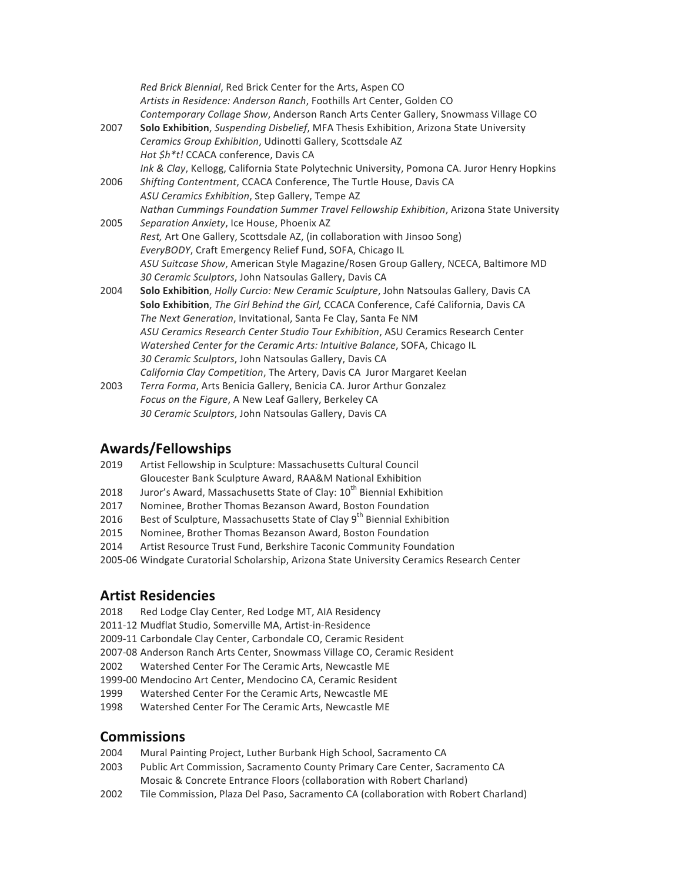*Red Brick Biennial*, Red Brick Center for the Arts, Aspen CO
*Artists in Residence: Anderson Ranch*, Foothills Art Center, Golden CO
*Contemporary Collage Show*, Anderson Ranch Arts Center Gallery, Snowmass Village CO

2007 **Solo Exhibition**, *Suspending Disbelief*, MFA Thesis Exhibition, Arizona State University
*Ceramics Group Exhibition*, Udinotti Gallery, Scottsdale AZ
*Hot $h*t!* CCACA conference, Davis CA
*Ink & Clay*, Kellogg, California State Polytechnic University, Pomona CA. Juror Henry Hopkins

2006 *Shifting Contentment*, CCACA Conference, The Turtle House, Davis CA
*ASU Ceramics Exhibition*, Step Gallery, Tempe AZ
*Nathan Cummings Foundation Summer Travel Fellowship Exhibition*, Arizona State University

2005 *Separation Anxiety*, Ice House, Phoenix AZ
*Rest,* Art One Gallery, Scottsdale AZ, (in collaboration with Jinsoo Song)
*EveryBODY*, Craft Emergency Relief Fund, SOFA, Chicago IL
*ASU Suitcase Show*, American Style Magazine/Rosen Group Gallery, NCECA, Baltimore MD
*30 Ceramic Sculptors*, John Natsoulas Gallery, Davis CA

2004 **Solo Exhibition**, *Holly Curcio: New Ceramic Sculpture*, John Natsoulas Gallery, Davis CA
**Solo Exhibition**, *The Girl Behind the Girl,* CCACA Conference, Café California, Davis CA
*The Next Generation*, Invitational, Santa Fe Clay, Santa Fe NM
*ASU Ceramics Research Center Studio Tour Exhibition*, ASU Ceramics Research Center
*Watershed Center for the Ceramic Arts: Intuitive Balance*, SOFA, Chicago IL
*30 Ceramic Sculptors*, John Natsoulas Gallery, Davis CA
*California Clay Competition*, The Artery, Davis CA Juror Margaret Keelan

2003 *Terra Forma*, Arts Benicia Gallery, Benicia CA. Juror Arthur Gonzalez
*Focus on the Figure*, A New Leaf Gallery, Berkeley CA
*30 Ceramic Sculptors*, John Natsoulas Gallery, Davis CA

## Awards/Fellowships

2019 Artist Fellowship in Sculpture: Massachusetts Cultural Council
Gloucester Bank Sculpture Award, RAA&M National Exhibition
2018 Juror's Award, Massachusetts State of Clay: 10th Biennial Exhibition
2017 Nominee, Brother Thomas Bezanson Award, Boston Foundation
2016 Best of Sculpture, Massachusetts State of Clay 9th Biennial Exhibition
2015 Nominee, Brother Thomas Bezanson Award, Boston Foundation
2014 Artist Resource Trust Fund, Berkshire Taconic Community Foundation
2005-06 Windgate Curatorial Scholarship, Arizona State University Ceramics Research Center

## Artist Residencies

2018 Red Lodge Clay Center, Red Lodge MT, AIA Residency
2011-12 Mudflat Studio, Somerville MA, Artist-in-Residence
2009-11 Carbondale Clay Center, Carbondale CO, Ceramic Resident
2007-08 Anderson Ranch Arts Center, Snowmass Village CO, Ceramic Resident
2002 Watershed Center For The Ceramic Arts, Newcastle ME
1999-00 Mendocino Art Center, Mendocino CA, Ceramic Resident
1999 Watershed Center For the Ceramic Arts, Newcastle ME
1998 Watershed Center For The Ceramic Arts, Newcastle ME

## Commissions

2004 Mural Painting Project, Luther Burbank High School, Sacramento CA
2003 Public Art Commission, Sacramento County Primary Care Center, Sacramento CA
Mosaic & Concrete Entrance Floors (collaboration with Robert Charland)
2002 Tile Commission, Plaza Del Paso, Sacramento CA (collaboration with Robert Charland)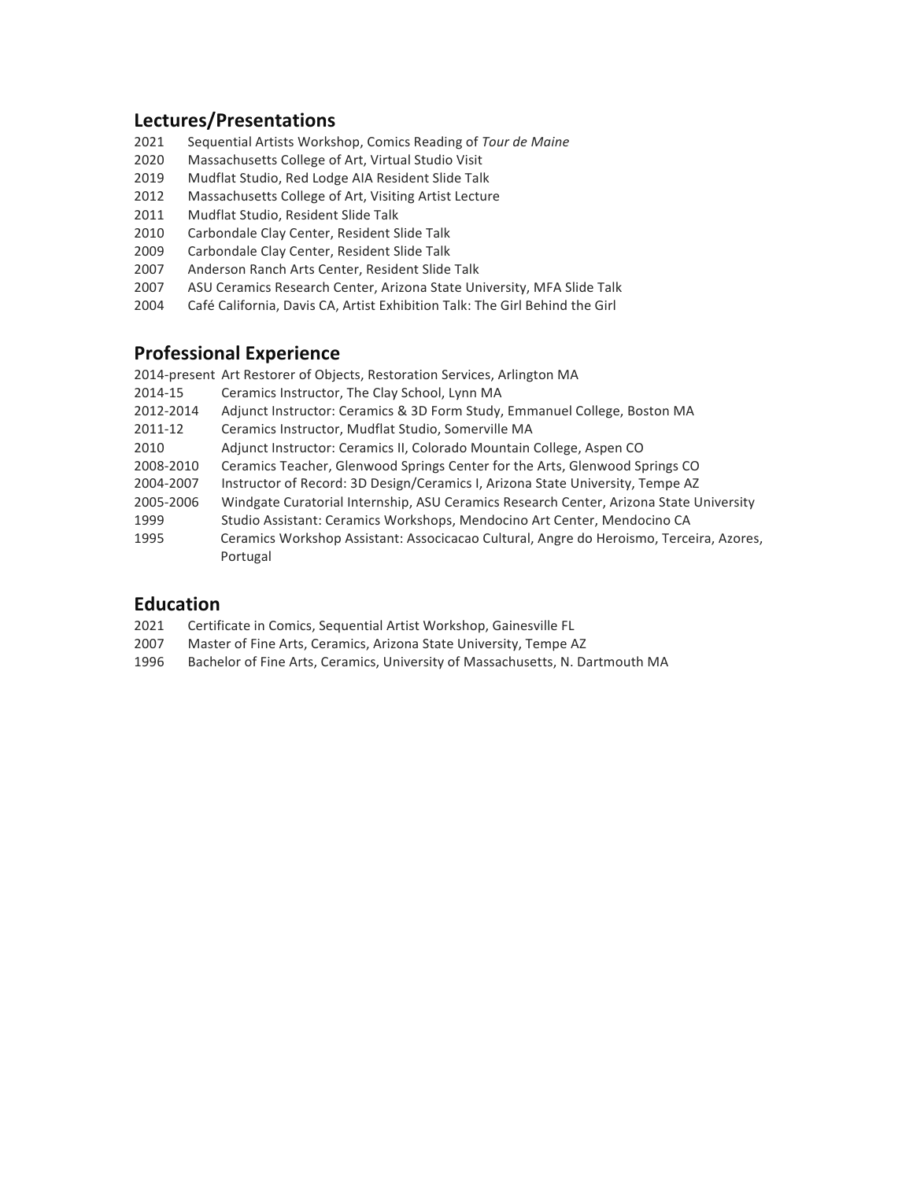## Lectures/Presentations

2021 Sequential Artists Workshop, Comics Reading of *Tour de Maine*
2020 Massachusetts College of Art, Virtual Studio Visit
2019 Mudflat Studio, Red Lodge AIA Resident Slide Talk
2012 Massachusetts College of Art, Visiting Artist Lecture
2011 Mudflat Studio, Resident Slide Talk
2010 Carbondale Clay Center, Resident Slide Talk
2009 Carbondale Clay Center, Resident Slide Talk
2007 Anderson Ranch Arts Center, Resident Slide Talk
2007 ASU Ceramics Research Center, Arizona State University, MFA Slide Talk
2004 Café California, Davis CA, Artist Exhibition Talk: The Girl Behind the Girl

## Professional Experience

2014-present Art Restorer of Objects, Restoration Services, Arlington MA
2014-15 Ceramics Instructor, The Clay School, Lynn MA
2012-2014 Adjunct Instructor: Ceramics & 3D Form Study, Emmanuel College, Boston MA
2011-12 Ceramics Instructor, Mudflat Studio, Somerville MA
2010 Adjunct Instructor: Ceramics II, Colorado Mountain College, Aspen CO
2008-2010 Ceramics Teacher, Glenwood Springs Center for the Arts, Glenwood Springs CO
2004-2007 Instructor of Record: 3D Design/Ceramics I, Arizona State University, Tempe AZ
2005-2006 Windgate Curatorial Internship, ASU Ceramics Research Center, Arizona State University
1999 Studio Assistant: Ceramics Workshops, Mendocino Art Center, Mendocino CA
1995 Ceramics Workshop Assistant: Associcacao Cultural, Angre do Heroismo, Terceira, Azores, Portugal

## Education

2021 Certificate in Comics, Sequential Artist Workshop, Gainesville FL
2007 Master of Fine Arts, Ceramics, Arizona State University, Tempe AZ
1996 Bachelor of Fine Arts, Ceramics, University of Massachusetts, N. Dartmouth MA